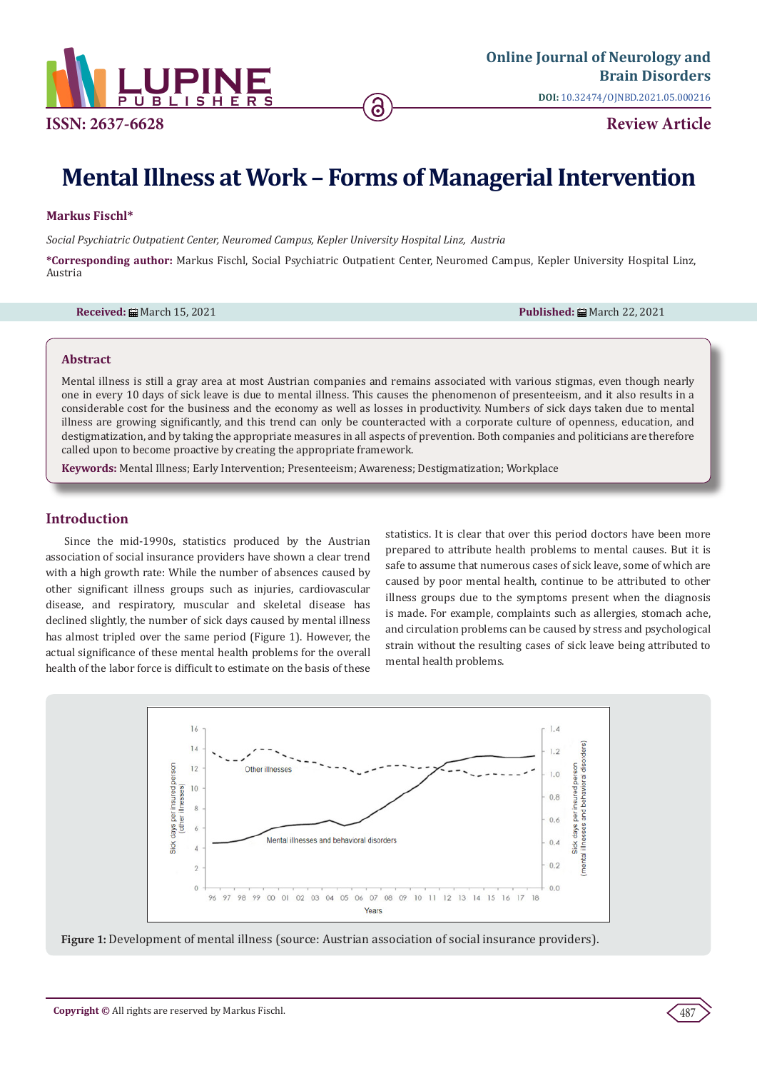# Mental Illness at Work – Forms of Managerial Intervention

**Markus Fischl***

*Social Psychiatric Outpatient Center, Neuromed Campus, Kepler University Hospital Linz, Austria*

***Corresponding author:** Markus Fischl, Social Psychiatric Outpatient Center, Neuromed Campus, Kepler University Hospital Linz, Austria

**Received:** March 15, 2021 **Published:** March 22, 2021

## Abstract

Mental illness is still a gray area at most Austrian companies and remains associated with various stigmas, even though nearly one in every 10 days of sick leave is due to mental illness. This causes the phenomenon of presenteeism, and it also results in a considerable cost for the business and the economy as well as losses in productivity. Numbers of sick days taken due to mental illness are growing significantly, and this trend can only be counteracted with a corporate culture of openness, education, and destigmatization, and by taking the appropriate measures in all aspects of prevention. Both companies and politicians are therefore called upon to become proactive by creating the appropriate framework.

**Keywords:** Mental Illness; Early Intervention; Presenteeism; Awareness; Destigmatization; Workplace

## Introduction

Since the mid-1990s, statistics produced by the Austrian association of social insurance providers have shown a clear trend with a high growth rate: While the number of absences caused by other significant illness groups such as injuries, cardiovascular disease, and respiratory, muscular and skeletal disease has declined slightly, the number of sick days caused by mental illness has almost tripled over the same period (Figure 1). However, the actual significance of these mental health problems for the overall health of the labor force is difficult to estimate on the basis of these statistics. It is clear that over this period doctors have been more prepared to attribute health problems to mental causes. But it is safe to assume that numerous cases of sick leave, some of which are caused by poor mental health, continue to be attributed to other illness groups due to the symptoms present when the diagnosis is made. For example, complaints such as allergies, stomach ache, and circulation problems can be caused by stress and psychological strain without the resulting cases of sick leave being attributed to mental health problems.

**Figure 1:** Development of mental illness (source: Austrian association of social insurance providers).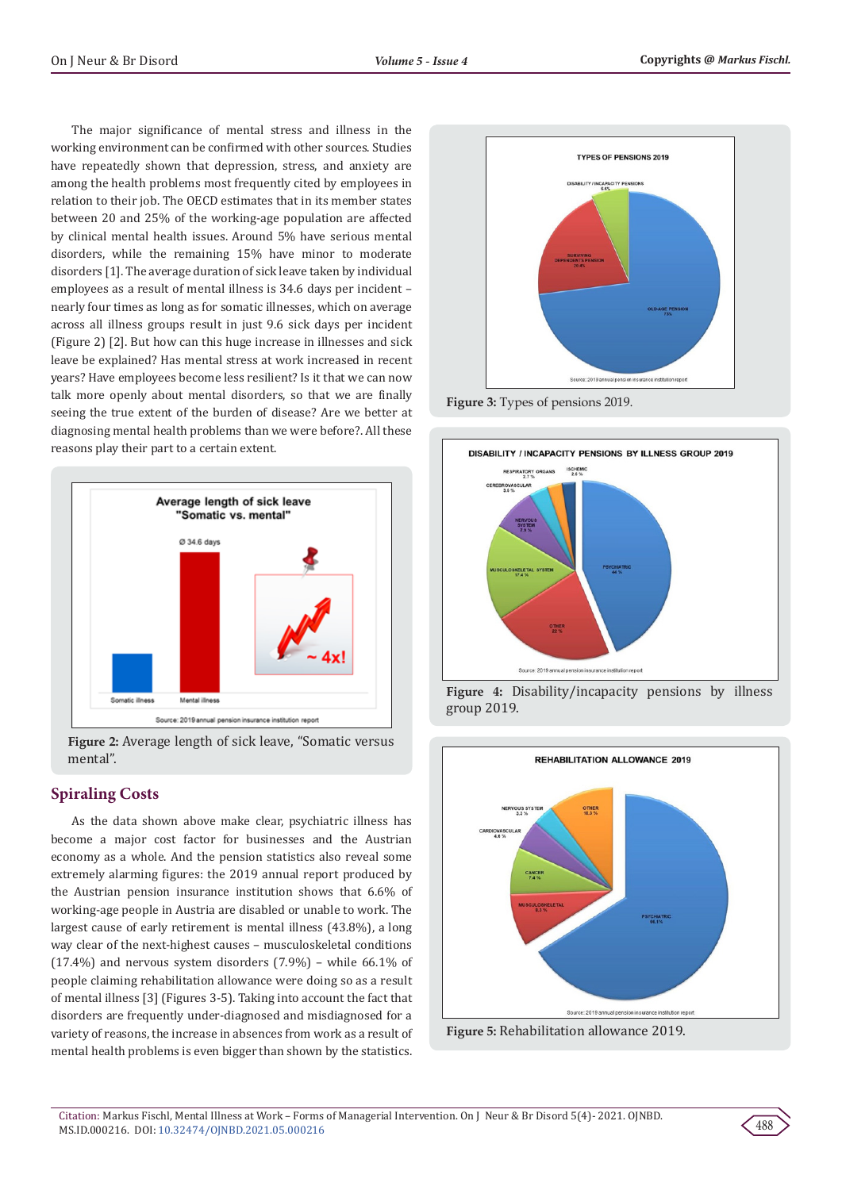The major significance of mental stress and illness in the working environment can be confirmed with other sources. Studies have repeatedly shown that depression, stress, and anxiety are among the health problems most frequently cited by employees in relation to their job. The OECD estimates that in its member states between 20 and 25% of the working-age population are affected by clinical mental health issues. Around 5% have serious mental disorders, while the remaining 15% have minor to moderate disorders [1]. The average duration of sick leave taken by individual employees as a result of mental illness is 34.6 days per incident – nearly four times as long as for somatic illnesses, which on average across all illness groups result in just 9.6 sick days per incident (Figure 2) [2]. But how can this huge increase in illnesses and sick leave be explained? Has mental stress at work increased in recent years? Have employees become less resilient? Is it that we can now talk more openly about mental disorders, so that we are finally seeing the true extent of the burden of disease? Are we better at diagnosing mental health problems than we were before?. All these reasons play their part to a certain extent.

**Figure 2:** Average length of sick leave, "Somatic versus mental".

## Spiraling Costs

As the data shown above make clear, psychiatric illness has become a major cost factor for businesses and the Austrian economy as a whole. And the pension statistics also reveal some extremely alarming figures: the 2019 annual report produced by the Austrian pension institution shows that 6.6% of working-age people in Austria are disabled or unable to work. The largest cause of early retirement is mental illness (43.8%), a long way clear of the next-highest causes – musculoskeletal conditions (17.4%) and nervous system disorders (7.9%) – while 66.1% of people claiming rehabilitation allowance were doing so as a result of mental illness [3] (Figures 3-5). Taking into account the fact that disorders are frequently under-diagnosed and misdiagnosed for a variety of reasons, the increase in absences from work as a result of mental health problems is even bigger than shown by the statistics.

**Figure 3:** Types of pensions 2019.

**Figure 4:** Disability/incapacity pensions by illness group 2019.

**Figure 5:** Rehabilitation allowance 2019.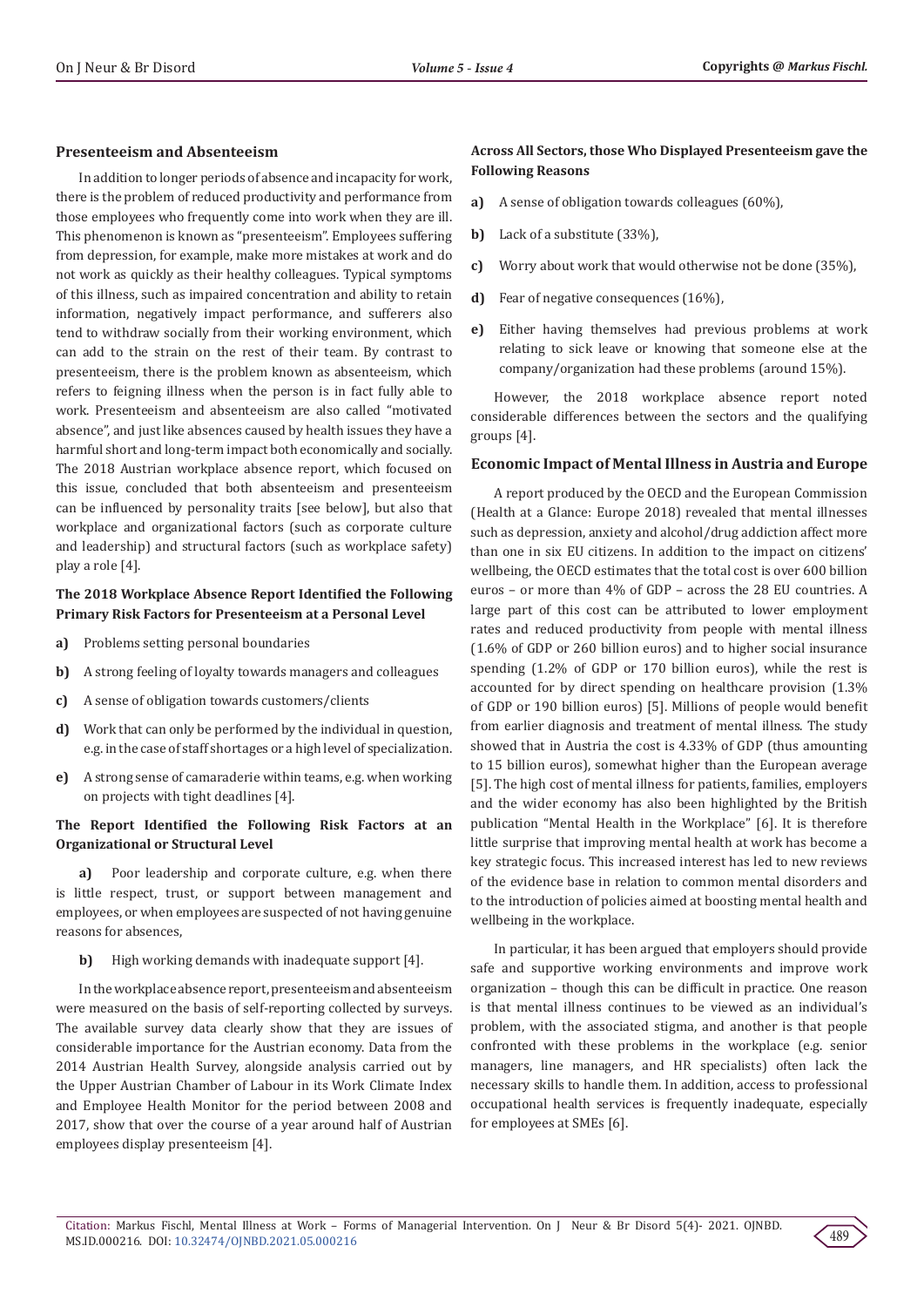### Presenteeism and Absenteeism

In addition to longer periods of absence and incapacity for work, there is the problem of reduced productivity and performance from those employees who frequently come into work when they are ill. This phenomenon is known as "presenteeism". Employees suffering from depression, for example, make more mistakes at work and do not work as quickly as their healthy colleagues. Typical symptoms of this illness, such as impaired concentration and ability to retain information, negatively impact performance, and sufferers also tend to withdraw socially from their working environment, which can add to the strain on the rest of their team. By contrast to presenteeism, there is the problem known as absenteeism, which refers to feigning illness when the person is in fact fully able to work. Presenteeism and absenteeism are also called "motivated absence", and just like absences caused by health issues they have a harmful short and long-term impact both economically and socially. The 2018 Austrian workplace absence report, which focused on this issue, concluded that both absenteeism and presenteeism can be influenced by personality traits [see below], but also that workplace and organizational factors (such as corporate culture and leadership) and structural factors (such as workplace safety) play a role [4].

#### The 2018 Workplace Absence Report Identified the Following Primary Risk Factors for Presenteeism at a Personal Level

- **a)** Problems setting personal boundaries
- **b)** A strong feeling of loyalty towards managers and colleagues
- **c)** A sense of obligation towards customers/clients
- **d)** Work that can only be performed by the individual in question, e.g. in the case of staff shortages or a high level of specialization.
- **e)** A strong sense of camaraderie within teams, e.g. when working on projects with tight deadlines [4].

#### The Report Identified the Following Risk Factors at an Organizational or Structural Level

- **a)** Poor leadership and corporate culture, e.g. when there is little respect, trust, or support between management and employees, or when employees are suspected of not having genuine reasons for absences,
- **b)** High working demands with inadequate support [4].

In the workplace absence report, presenteeism and absenteeism were measured on the basis of self-reporting collected by surveys. The available survey data clearly show that they are issues of considerable importance for the Austrian economy. Data from the 2014 Austrian Health Survey, alongside analysis carried out by the Upper Austrian Chamber of Labour in its Work Climate Index and Employee Health Monitor for the period between 2008 and 2017, show that over the course of a year around half of Austrian employees display presenteeism [4].

#### Across All Sectors, those Who Displayed Presenteeism gave the Following Reasons

- **a)** A sense of obligation towards colleagues (60%),
- **b)** Lack of a substitute (33%),
- **c)** Worry about work that would otherwise not be done (35%),
- **d)** Fear of negative consequences (16%),
- **e)** Either having themselves had previous problems at work relating to sick leave or knowing that someone else at the company/organization had these problems (around 15%).

However, the 2018 workplace absence report noted considerable differences between the sectors and the qualifying groups [4].

### Economic Impact of Mental Illness in Austria and Europe

A report produced by the OECD and the European Commission (Health at a Glance: Europe 2018) revealed that mental illnesses such as depression, anxiety and alcohol/drug addiction affect more than one in six EU citizens. In addition to the impact on citizens' wellbeing, the OECD estimates that the total cost is over 600 billion euros – or more than 4% of GDP – across the 28 EU countries. A large part of this cost can be attributed to lower employment rates and reduced productivity from people with mental illness (1.6% of GDP or 260 billion euros) and to higher social insurance spending (1.2% of GDP or 170 billion euros), while the rest is accounted for by direct spending on healthcare provision (1.3% of GDP or 190 billion euros) [5]. Millions of people would benefit from earlier diagnosis and treatment of mental illness. The study showed that in Austria the cost is 4.33% of GDP (thus amounting to 15 billion euros), somewhat higher than the European average [5]. The high cost of mental illness for patients, families, employers and the wider economy has also been highlighted by the British publication "Mental Health in the Workplace" [6]. It is therefore little surprise that improving mental health at work has become a key strategic focus. This increased interest has led to new reviews of the evidence base in relation to common mental disorders and to the introduction of policies aimed at boosting mental health and wellbeing in the workplace.

In particular, it has been argued that employers should provide safe and supportive working environments and improve work organization – though this can be difficult in practice. One reason is that mental illness continues to be viewed as an individual's problem, with the associated stigma, and another is that people confronted with these problems in the workplace (e.g. senior managers, line managers, and HR specialists) often lack the necessary skills to handle them. In addition, access to professional occupational health services is frequently inadequate, especially for employees at SMEs [6].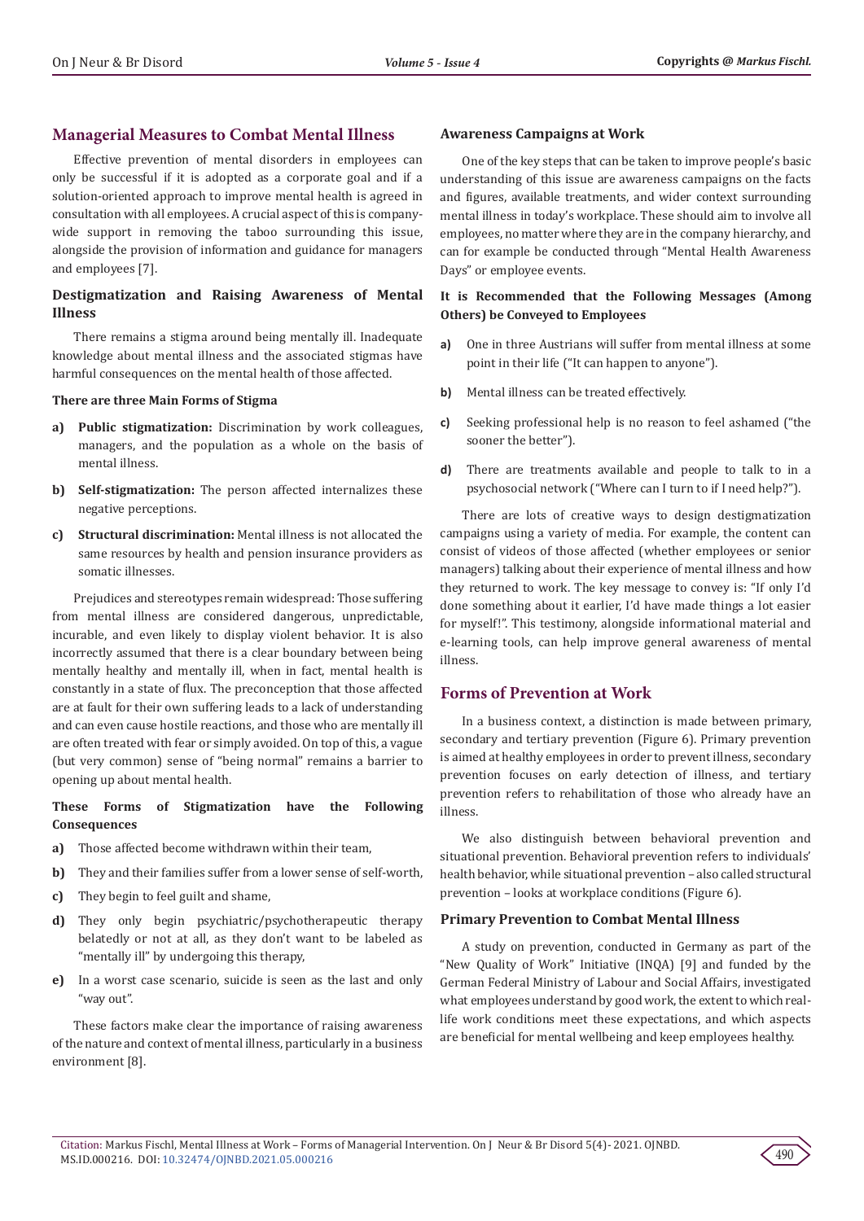## Managerial Measures to Combat Mental Illness

Effective prevention of mental disorders in employees can only be successful if it is adopted as a corporate goal and if a solution-oriented approach to improve mental health is agreed in consultation with all employees. A crucial aspect of this is company-wide support in removing the taboo surrounding this issue, alongside the provision of information and guidance for managers and employees [7].

### Destigmatization and Raising Awareness of Mental Illness

There remains a stigma around being mentally ill. Inadequate knowledge about mental illness and the associated stigmas have harmful consequences on the mental health of those affected.

#### There are three Main Forms of Stigma

a) **Public stigmatization:** Discrimination by work colleagues, managers, and the population as a whole on the basis of mental illness.

b) **Self-stigmatization:** The person affected internalizes these negative perceptions.

c) **Structural discrimination:** Mental illness is not allocated the same resources by health and pension insurance providers as somatic illnesses.

Prejudices and stereotypes remain widespread: Those suffering from mental illness are considered dangerous, unpredictable, incurable, and even likely to display violent behavior. It is also incorrectly assumed that there is a clear boundary between being mentally healthy and mentally ill, when in fact, mental health is constantly in a state of flux. The preconception that those affected are at fault for their own suffering leads to a lack of understanding and can even cause hostile reactions, and those who are mentally ill are often treated with fear or simply avoided. On top of this, a vague (but very common) sense of "being normal" remains a barrier to opening up about mental health.

### These Forms of Stigmatization have the Following Consequences

a) Those affected become withdrawn within their team,

b) They and their families suffer from a lower sense of self-worth,

c) They begin to feel guilt and shame,

d) They only begin psychiatric/psychotherapeutic therapy belatedly or not at all, as they don't want to be labeled as "mentally ill" by undergoing this therapy,

e) In a worst case scenario, suicide is seen as the last and only "way out".

These factors make clear the importance of raising awareness of the nature and context of mental illness, particularly in a business environment [8].

### Awareness Campaigns at Work

One of the key steps that can be taken to improve people's basic understanding of this issue are awareness campaigns on the facts and figures, available treatments, and wider context surrounding mental illness in today's workplace. These should aim to involve all employees, no matter where they are in the company hierarchy, and can for example be conducted through "Mental Health Awareness Days" or employee events.

### It is Recommended that the Following Messages (Among Others) be Conveyed to Employees

a) One in three Austrians will suffer from mental illness at some point in their life ("It can happen to anyone").

b) Mental illness can be treated effectively.

c) Seeking professional help is no reason to feel ashamed ("the sooner the better").

d) There are treatments available and people to talk to in a psychosocial network ("Where can I turn to if I need help?").

There are lots of creative ways to design destigmatization campaigns using a variety of media. For example, the content can consist of videos of those affected (whether employees or senior managers) talking about their experience of mental illness and how they returned to work. The key message to convey is: "If only I'd done something about it earlier, I'd have made things a lot easier for myself!". This testimony, alongside informational material and e-learning tools, can help improve general awareness of mental illness.

## Forms of Prevention at Work

In a business context, a distinction is made between primary, secondary and tertiary prevention (Figure 6). Primary prevention is aimed at healthy employees in order to prevent illness, secondary prevention focuses on early detection of illness, and tertiary prevention refers to rehabilitation of those who already have an illness.

We also distinguish between behavioral prevention and situational prevention. Behavioral prevention refers to individuals' health behavior, while situational prevention – also called structural prevention – looks at workplace conditions (Figure 6).

### Primary Prevention to Combat Mental Illness

A study on prevention, conducted in Germany as part of the "New Quality of Work" Initiative (INQA) [9] and funded by the German Federal Ministry of Labour and Social Affairs, investigated what employees understand by good work, the extent to which real-life work conditions meet these expectations, and which aspects are beneficial for mental wellbeing and keep employees healthy.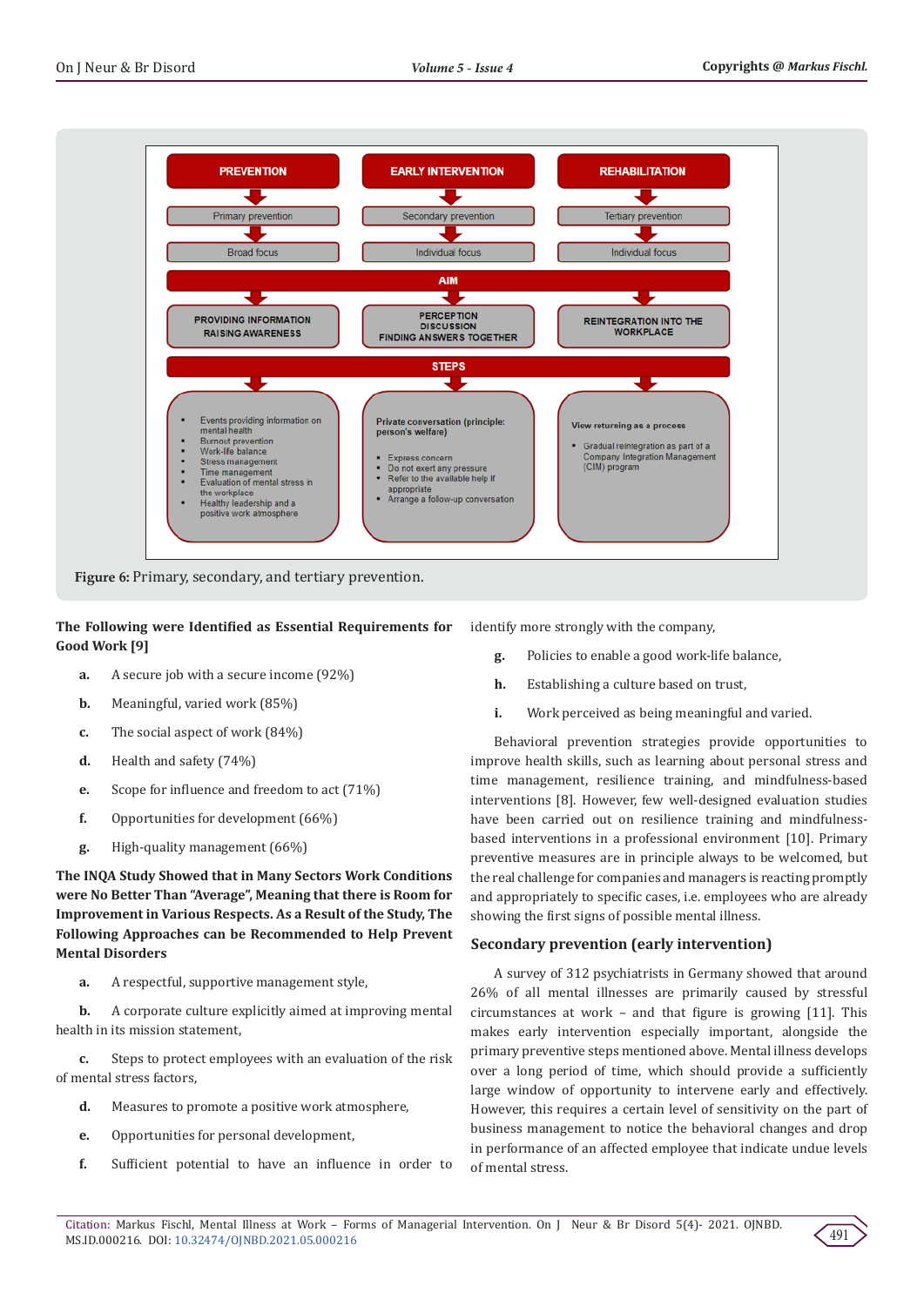| PREVENTION | EARLY INTERVENTION | REHABILITATION |
|---|---|---|
| Primary prevention | Secondary prevention | Tertiary prevention |
| Broad focus | Individual focus | Individual focus |
| **AIM** | | |
| PROVIDING INFORMATION RAISING AWARENESS | PERCEPTION DISCUSSION FINDING ANSWERS TOGETHER | REINTEGRATION INTO THE WORKPLACE |
| **STEPS** | | |
| • Events providing information on mental health • Burnout prevention • Work-life balance • Stress management • Time management • Evaluation of mental stress in the workplace • Healthy leadership and a positive work atmosphere | Private conversation (principle: person's welfare) • Express concern • Do not exert any pressure • Refer to the available help if appropriate • Arrange a follow-up conversation | View returning as a process • Gradual reintegration as part of a Company Integration Management (CIM) program |

**Figure 6:** Primary, secondary, and tertiary prevention.

**The Following were Identified as Essential Requirements for Good Work [9]**

a. A secure job with a secure income (92%)

b. Meaningful, varied work (85%)

c. The social aspect of work (84%)

d. Health and safety (74%)

e. Scope for influence and freedom to act (71%)

f. Opportunities for development (66%)

g. High-quality management (66%)

**The INQA Study Showed that in Many Sectors Work Conditions were No Better Than "Average", Meaning that there is Room for Improvement in Various Respects. As a Result of the Study, The Following Approaches can be Recommended to Help Prevent Mental Disorders**

a. A respectful, supportive management style,

b. A corporate culture explicitly aimed at improving mental health in its mission statement,

c. Steps to protect employees with an evaluation of the risk of mental stress factors,

d. Measures to promote a positive work atmosphere,

e. Opportunities for personal development,

f. Sufficient potential to have an influence in order to identify more strongly with the company,

g. Policies to enable a good work-life balance,

h. Establishing a culture based on trust,

i. Work perceived as being meaningful and varied.

Behavioral prevention strategies provide opportunities to improve health skills, such as learning about personal stress and time management, resilience training, and mindfulness-based interventions [8]. However, few well-designed evaluation studies have been carried out on resilience training and mindfulness-based interventions in a professional environment [10]. Primary preventive measures are in principle always to be welcomed, but the real challenge for companies and managers is reacting promptly and appropriately to specific cases, i.e. employees who are already showing the first signs of possible mental illness.

## Secondary prevention (early intervention)

A survey of 312 psychiatrists in Germany showed that around 26% of all mental illnesses are primarily caused by stressful circumstances at work – and that figure is growing [11]. This makes early intervention especially important, alongside the primary preventive steps mentioned above. Mental illness develops over a long period of time, which should provide a sufficiently large window of opportunity to intervene early and effectively. However, this requires a certain level of sensitivity on the part of business management to notice the behavioral changes and drop in performance of an affected employee that indicate undue levels of mental stress.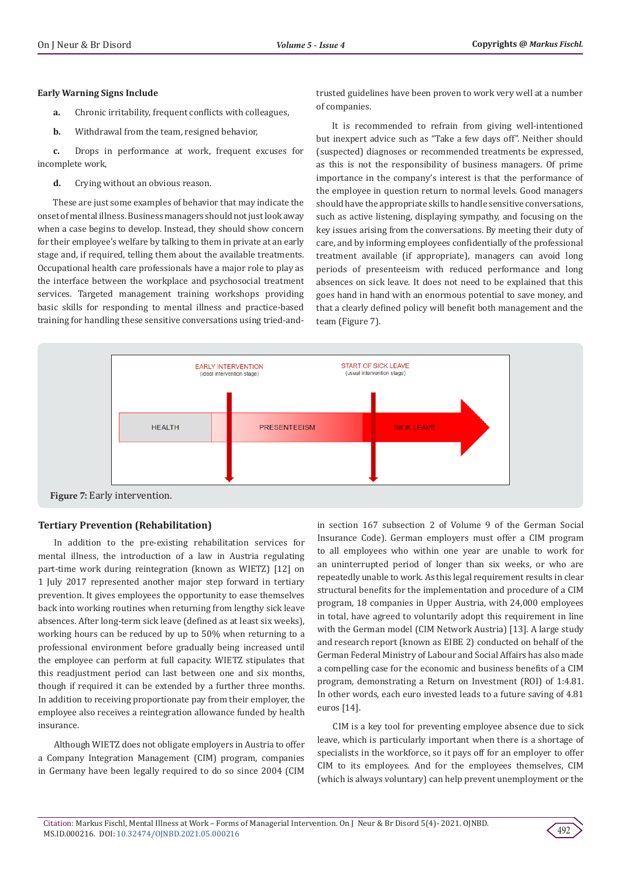**Early Warning Signs Include**

a. Chronic irritability, frequent conflicts with colleagues,

b. Withdrawal from the team, resigned behavior,

c. Drops in performance at work, frequent excuses for incomplete work,

d. Crying without an obvious reason.

These are just some examples of behavior that may indicate the onset of mental illness. Business managers should not just look away when a case begins to develop. Instead, they should show concern for their employee's welfare by talking to them in private at an early stage and, if required, telling them about the available treatments. Occupational health care professionals have a major role to play as the interface between the workplace and psychosocial treatment services. Targeted management training workshops providing basic skills for responding to mental illness and practice-based training for handling these sensitive conversations using tried-and-trusted guidelines have been proven to work very well at a number of companies.

It is recommended to refrain from giving well-intentioned but inexpert advice such as "Take a few days off". Neither should (suspected) diagnoses or recommended treatments be expressed, as this is not the responsibility of business managers. Of prime importance in the company's interest is that the performance of the employee in question return to normal levels. Good managers should have the appropriate skills to handle sensitive conversations, such as active listening, displaying sympathy, and focusing on the key issues arising from the conversations. By meeting their duty of care, and by informing employees confidentially of the professional treatment available (if appropriate), managers can avoid long periods of presenteeism with reduced performance and long absences on sick leave. It does not need to be explained that this goes hand in hand with an enormous potential to save money, and that a clearly defined policy will benefit both management and the team (Figure 7).

EARLY INTERVENTION (ideal intervention stage) | START OF SICK LEAVE (usual intervention stage)

HEALTH → PRESENTEEISM → SICK LEAVE

**Figure 7:** Early intervention.

## Tertiary Prevention (Rehabilitation)

In addition to the pre-existing rehabilitation services for mental illness, the introduction of a law in Austria regulating part-time work during reintegration (known as WIETZ) [12] on 1 July 2017 represented another major step forward in tertiary prevention. It gives employees the opportunity to ease themselves back into working routines when returning from lengthy sick leave absences. After long-term sick leave (defined as at least six weeks), working hours can be reduced by up to 50% when returning to a professional environment before gradually being increased until the employee can perform at full capacity. WIETZ stipulates that this readjustment period can last between one and six months, though if required it can be extended by a further three months. In addition to receiving proportionate pay from their employer, the employee also receives a reintegration allowance funded by health insurance.

Although WIETZ does not obligate employers in Austria to offer a Company Integration Management (CIM) program, companies in Germany have been legally required to do so since 2004 (CIM in section 167 subsection 2 of Volume 9 of the German Social Insurance Code). German employers must offer a CIM program to all employees who within one year are unable to work for an uninterrupted period of longer than six weeks, or who are repeatedly unable to work. As this legal requirement results in clear structural benefits for the implementation and procedure of a CIM program, 18 companies in Upper Austria, with 24,000 employees in total, have agreed to voluntarily adopt this requirement in line with the German model (CIM Network Austria) [13]. A large study and research report (known as EIBE 2) conducted on behalf of the German Federal Ministry of Labour and Social Affairs has also made a compelling case for the economic and business benefits of a CIM program, demonstrating a Return on Investment (ROI) of 1:4.81. In other words, each euro invested leads to a future saving of 4.81 euros [14].

CIM is a key tool for preventing employee absence due to sick leave, which is particularly important when there is a shortage of specialists in the workforce, so it pays off for an employer to offer CIM to its employees. And for the employees themselves, CIM (which is always voluntary) can help prevent unemployment or the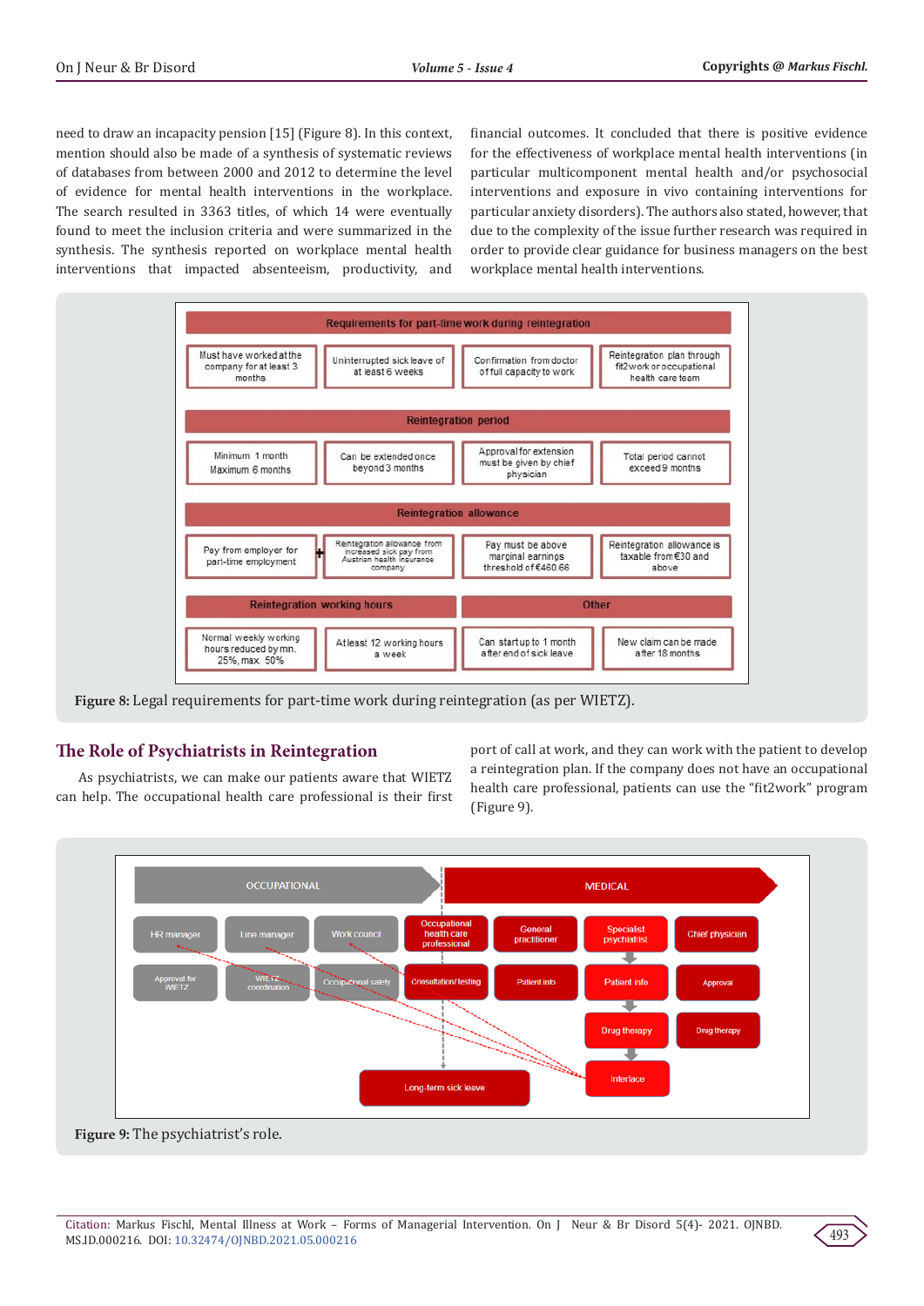need to draw an incapacity pension [15] (Figure 8). In this context, mention should also be made of a synthesis of systematic reviews of databases from between 2000 and 2012 to determine the level of evidence for mental health interventions in the workplace. The search resulted in 3363 titles, of which 14 were eventually found to meet the inclusion criteria and were summarized in the synthesis. The synthesis reported on workplace mental health interventions that impacted absenteeism, productivity, and financial outcomes. It concluded that there is positive evidence for the effectiveness of workplace mental health interventions (in particular multicomponent mental health and/or psychosocial interventions and exposure in vivo containing interventions for particular anxiety disorders). The authors also stated, however, that due to the complexity of the issue further research was required in order to provide clear guidance for business managers on the best workplace mental health interventions.

**Figure 8:** Legal requirements for part-time work during reintegration (as per WIETZ).

## The Role of Psychiatrists in Reintegration

As psychiatrists, we can make our patients aware that WIETZ can help. The occupational health care professional is their first port of call at work, and they can work with the patient to develop a reintegration plan. If the company does not have an occupational health care professional, patients can use the "fit2work" program (Figure 9).

**Figure 9:** The psychiatrist's role.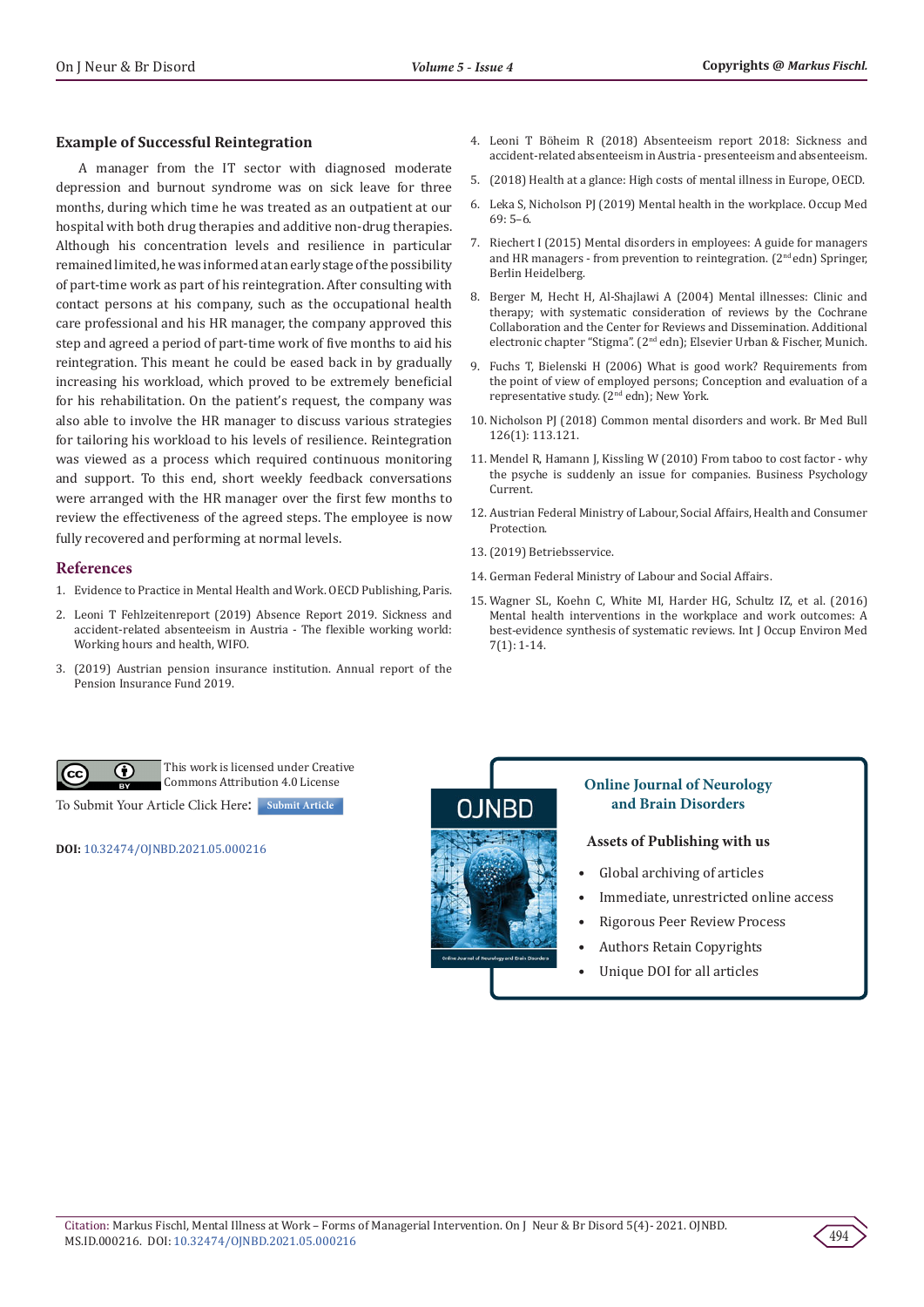## Example of Successful Reintegration

A manager from the IT sector with diagnosed moderate depression and burnout syndrome was on sick leave for three months, during which time he was treated as an outpatient at our hospital with both drug therapies and additive non-drug therapies. Although his concentration levels and resilience in particular remained limited, he was informed at an early stage of the possibility of part-time work as part of his reintegration. After consulting with contact persons at his company, such as the occupational health care professional and his HR manager, the company approved this step and agreed a period of part-time work of five months to aid his reintegration. This meant he could be eased back in by gradually increasing his workload, which proved to be extremely beneficial for his rehabilitation. On the patient's request, the company was also able to involve the HR manager to discuss various strategies for tailoring his workload to his levels of resilience. Reintegration was viewed as a process which required continuous monitoring and support. To this end, short weekly feedback conversations were arranged with the HR manager over the first few months to review the effectiveness of the agreed steps. The employee is now fully recovered and performing at normal levels.

## References

1. Evidence to Practice in Mental Health and Work. OECD Publishing, Paris.
2. Leoni T Fehlzeitenreport (2019) Absence Report 2019. Sickness and accident-related absenteeism in Austria - The flexible working world: Working hours and health, WIFO.
3. (2019) Austrian pension insurance institution. Annual report of the Pension Insurance Fund 2019.
4. Leoni T Böheim R (2018) Absenteeism report 2018: Sickness and accident-related absenteeism in Austria - presenteeism and absenteeism.
5. (2018) Health at a glance: High costs of mental illness in Europe, OECD.
6. Leka S, Nicholson PJ (2019) Mental health in the workplace. Occup Med 69: 5–6.
7. Riechert I (2015) Mental disorders in employees: A guide for managers and HR managers - from prevention to reintegration. (2nd edn) Springer, Berlin Heidelberg.
8. Berger M, Hecht H, Al-Shajlawi A (2004) Mental illnesses: Clinic and therapy; with systematic consideration of reviews by the Cochrane Collaboration and the Center for Reviews and Dissemination. Additional electronic chapter "Stigma". (2nd edn); Elsevier Urban & Fischer, Munich.
9. Fuchs T, Bielenski H (2006) What is good work? Requirements from the point of view of employed persons; Conception and evaluation of a representative study. (2nd edn); New York.
10. Nicholson PJ (2018) Common mental disorders and work. Br Med Bull 126(1): 113.121.
11. Mendel R, Hamann J, Kissling W (2010) From taboo to cost factor - why the psyche is suddenly an issue for companies. Business Psychology Current.
12. Austrian Federal Ministry of Labour, Social Affairs, Health and Consumer Protection.
13. (2019) Betriebsservice.
14. German Federal Ministry of Labour and Social Affairs.
15. Wagner SL, Koehn C, White MI, Harder HG, Schultz IZ, et al. (2016) Mental health interventions in the workplace and work outcomes: A best-evidence synthesis of systematic reviews. Int J Occup Environ Med 7(1): 1-14.

This work is licensed under Creative Commons Attribution 4.0 License

To Submit Your Article Click Here: Submit Article

**DOI:** 10.32474/OJNBD.2021.05.000216

**Online Journal of Neurology and Brain Disorders**

**Assets of Publishing with us**

- Global archiving of articles
- Immediate, unrestricted online access
- Rigorous Peer Review Process
- Authors Retain Copyrights
- Unique DOI for all articles